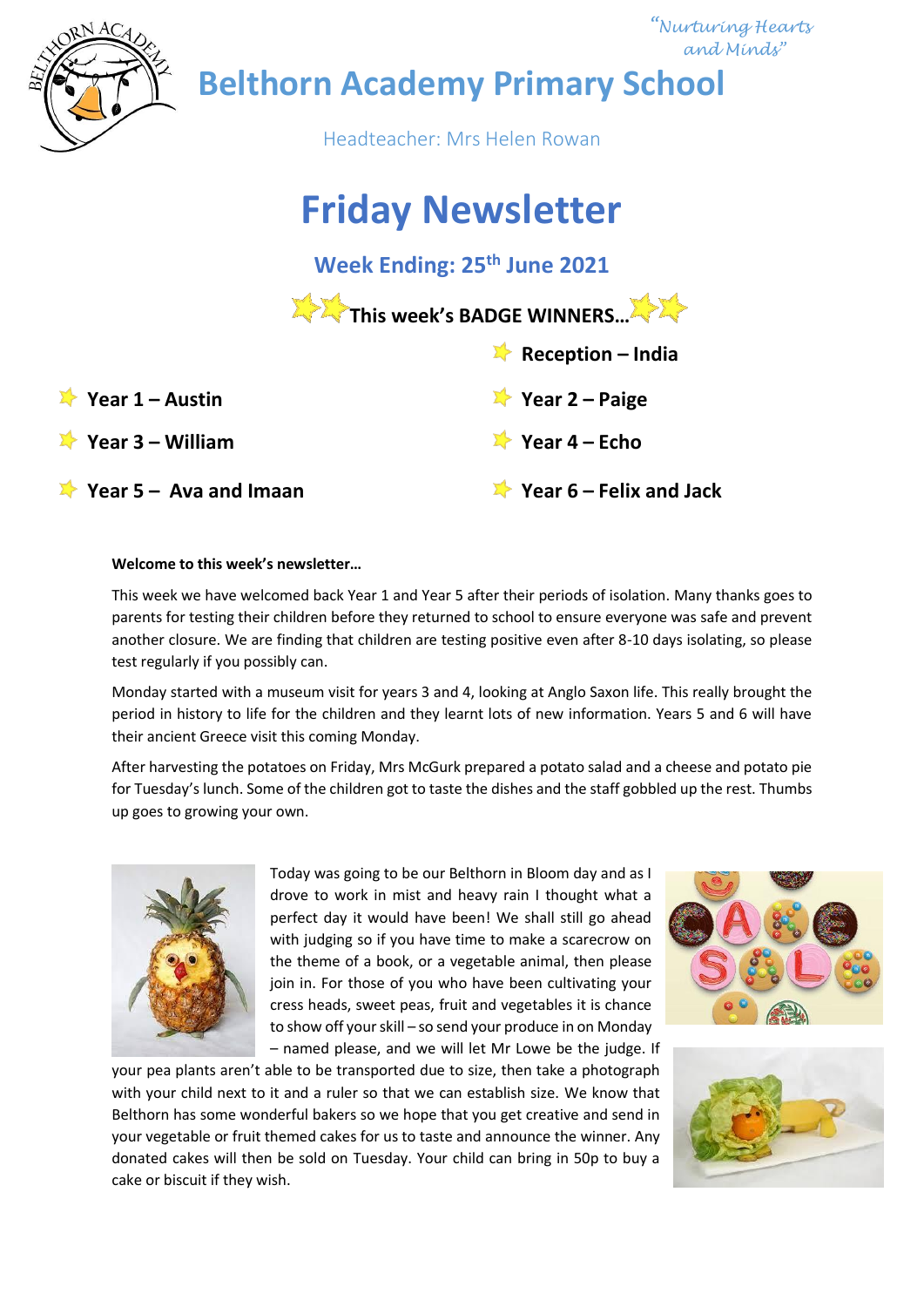*"Nurturing Hearts and Minds"*

# Belthorn Academy Primary School

Headteacher: Mrs Helen Rowan

# Friday Newsletter

## Week Ending: 25th June 2021

**This week's BADGE WINNERS…**

- **Reception – India**
- **Year 1 – Austin**
- **Year 2 – Paige**
- **Year 3 – William**
- **Year 4 – Echo**
- **Year 5 – Ava and Imaan**
- **Year 6 – Felix and Jack**

**Welcome to this week's newsletter…**

This week we have welcomed back Year 1 and Year 5 after their periods of isolation. Many thanks goes to parents for testing their children before they returned to school to ensure everyone was safe and prevent another closure. We are finding that children are testing positive even after 8-10 days isolating, so please test regularly if you possibly can.

Monday started with a museum visit for years 3 and 4, looking at Anglo Saxon life. This really brought the period in history to life for the children and they learnt lots of new information. Years 5 and 6 will have their ancient Greece visit this coming Monday.

After harvesting the potatoes on Friday, Mrs McGurk prepared a potato salad and a cheese and potato pie for Tuesday's lunch. Some of the children got to taste the dishes and the staff gobbled up the rest. Thumbs up goes to growing your own.

Today was going to be our Belthorn in Bloom day and as I drove to work in mist and heavy rain I thought what a perfect day it would have been! We shall still go ahead with judging so if you have time to make a scarecrow on the theme of a book, or a vegetable animal, then please join in. For those of you who have been cultivating your cress heads, sweet peas, fruit and vegetables it is chance to show off your skill – so send your produce in on Monday – named please, and we will let Mr Lowe be the judge. If your pea plants aren't able to be transported due to size, then take a photograph with your child next to it and a ruler so that we can establish size. We know that Belthorn has some wonderful bakers so we hope that you get creative and send in your vegetable or fruit themed cakes for us to taste and announce the winner. Any donated cakes will then be sold on Tuesday. Your child can bring in 50p to buy a cake or biscuit if they wish.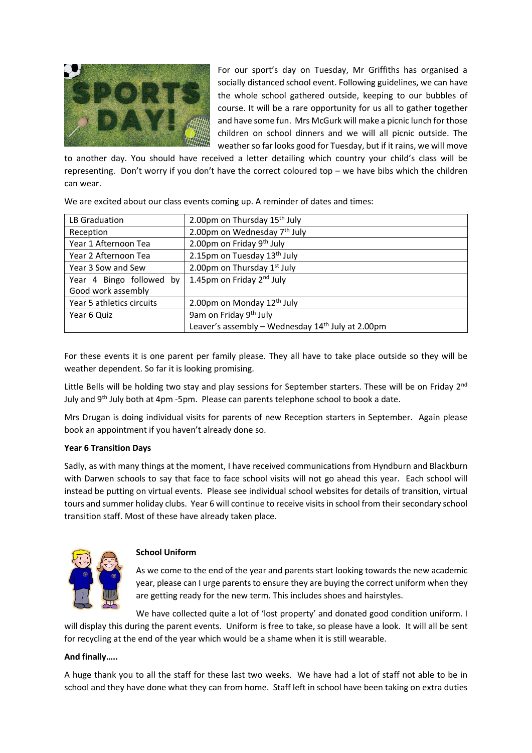For our sport's day on Tuesday, Mr Griffiths has organised a socially distanced school event. Following guidelines, we can have the whole school gathered outside, keeping to our bubbles of course. It will be a rare opportunity for us all to gather together and have some fun. Mrs McGurk will make a picnic lunch for those children on school dinners and we will all picnic outside. The weather so far looks good for Tuesday, but if it rains, we will move to another day. You should have received a letter detailing which country your child's class will be representing. Don't worry if you don't have the correct coloured top – we have bibs which the children can wear.

We are excited about our class events coming up. A reminder of dates and times:

| | |
|---|---|
| LB Graduation | 2.00pm on Thursday 15th July |
| Reception | 2.00pm on Wednesday 7th July |
| Year 1 Afternoon Tea | 2.00pm on Friday 9th July |
| Year 2 Afternoon Tea | 2.15pm on Tuesday 13th July |
| Year 3 Sow and Sew | 2.00pm on Thursday 1st July |
| Year 4 Bingo followed by Good work assembly | 1.45pm on Friday 2nd July |
| Year 5 athletics circuits | 2.00pm on Monday 12th July |
| Year 6 Quiz | 9am on Friday 9th July<br>Leaver's assembly – Wednesday 14th July at 2.00pm |

For these events it is one parent per family please. They all have to take place outside so they will be weather dependent. So far it is looking promising.

Little Bells will be holding two stay and play sessions for September starters. These will be on Friday 2nd July and 9th July both at 4pm -5pm. Please can parents telephone school to book a date.

Mrs Drugan is doing individual visits for parents of new Reception starters in September. Again please book an appointment if you haven't already done so.

**Year 6 Transition Days**

Sadly, as with many things at the moment, I have received communications from Hyndburn and Blackburn with Darwen schools to say that face to face school visits will not go ahead this year. Each school will instead be putting on virtual events. Please see individual school websites for details of transition, virtual tours and summer holiday clubs. Year 6 will continue to receive visits in school from their secondary school transition staff. Most of these have already taken place.

**School Uniform**

As we come to the end of the year and parents start looking towards the new academic year, please can I urge parents to ensure they are buying the correct uniform when they are getting ready for the new term. This includes shoes and hairstyles.

We have collected quite a lot of 'lost property' and donated good condition uniform. I will display this during the parent events. Uniform is free to take, so please have a look. It will all be sent for recycling at the end of the year which would be a shame when it is still wearable.

**And finally…..**

A huge thank you to all the staff for these last two weeks. We have had a lot of staff not able to be in school and they have done what they can from home. Staff left in school have been taking on extra duties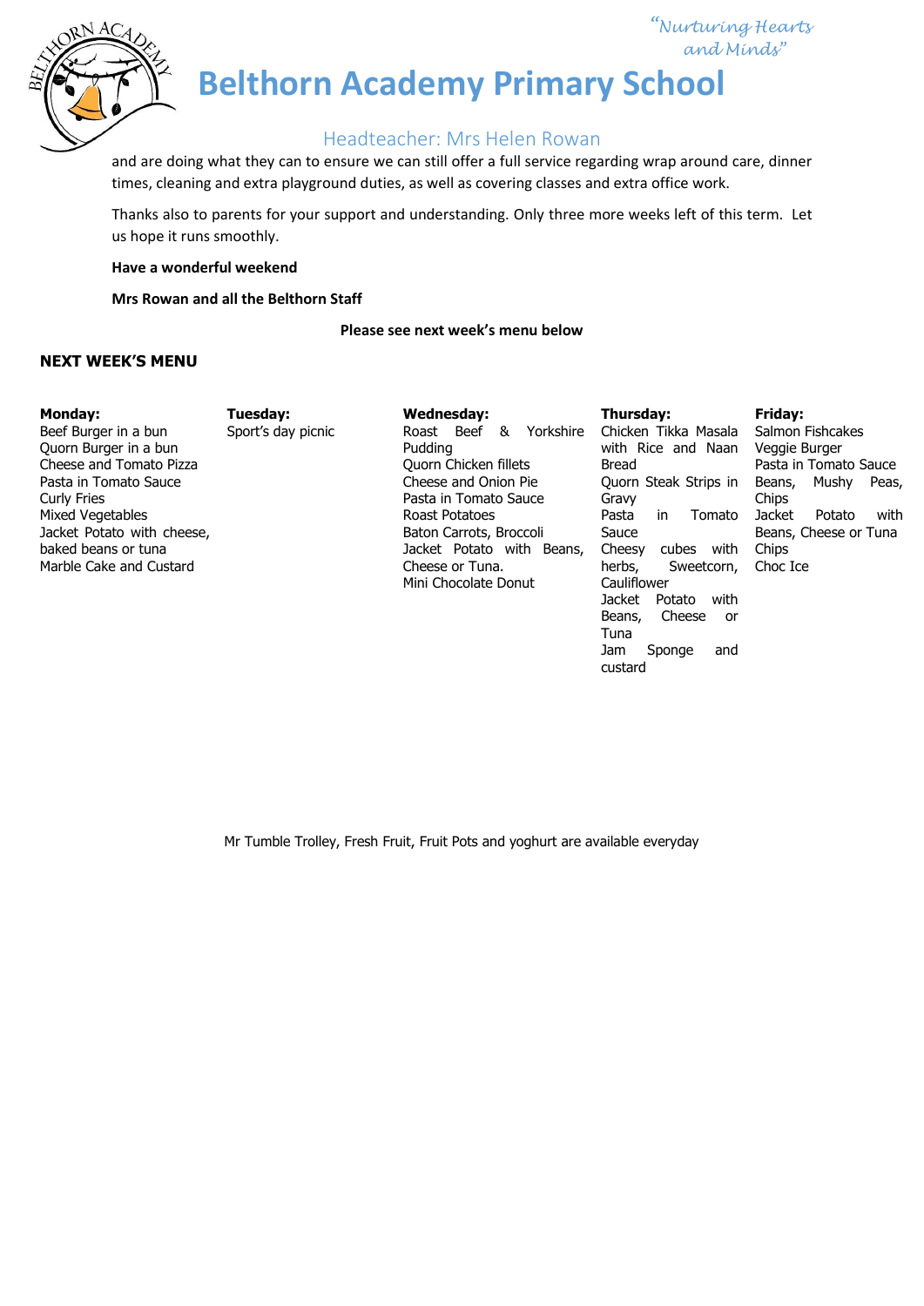"Nurturing Hearts and Minds"

# Belthorn Academy Primary School

Headteacher: Mrs Helen Rowan

and are doing what they can to ensure we can still offer a full service regarding wrap around care, dinner times, cleaning and extra playground duties, as well as covering classes and extra office work.

Thanks also to parents for your support and understanding. Only three more weeks left of this term. Let us hope it runs smoothly.

**Have a wonderful weekend**

**Mrs Rowan and all the Belthorn Staff**

**Please see next week's menu below**

## NEXT WEEK'S MENU

| **Monday:** | **Tuesday:** | **Wednesday:** | **Thursday:** | **Friday:** |
|---|---|---|---|---|
| Beef Burger in a bun<br>Quorn Burger in a bun<br>Cheese and Tomato Pizza<br>Pasta in Tomato Sauce<br>Curly Fries<br>Mixed Vegetables<br>Jacket Potato with cheese, baked beans or tuna<br>Marble Cake and Custard | Sport's day picnic | Roast Beef & Yorkshire Pudding<br>Quorn Chicken fillets<br>Cheese and Onion Pie<br>Pasta in Tomato Sauce<br>Roast Potatoes<br>Baton Carrots, Broccoli<br>Jacket Potato with Beans, Cheese or Tuna.<br>Mini Chocolate Donut | Chicken Tikka Masala with Rice and Naan Bread<br>Quorn Steak Strips in Gravy<br>Pasta in Tomato Sauce<br>Cheesy cubes with herbs, Sweetcorn, Cauliflower<br>Jacket Potato with Beans, Cheese or Tuna<br>Jam Sponge and custard | Salmon Fishcakes<br>Veggie Burger<br>Pasta in Tomato Sauce<br>Beans, Mushy Peas, Chips<br>Jacket Potato with Beans, Cheese or Tuna<br>Chips<br>Choc Ice |

Mr Tumble Trolley, Fresh Fruit, Fruit Pots and yoghurt are available everyday